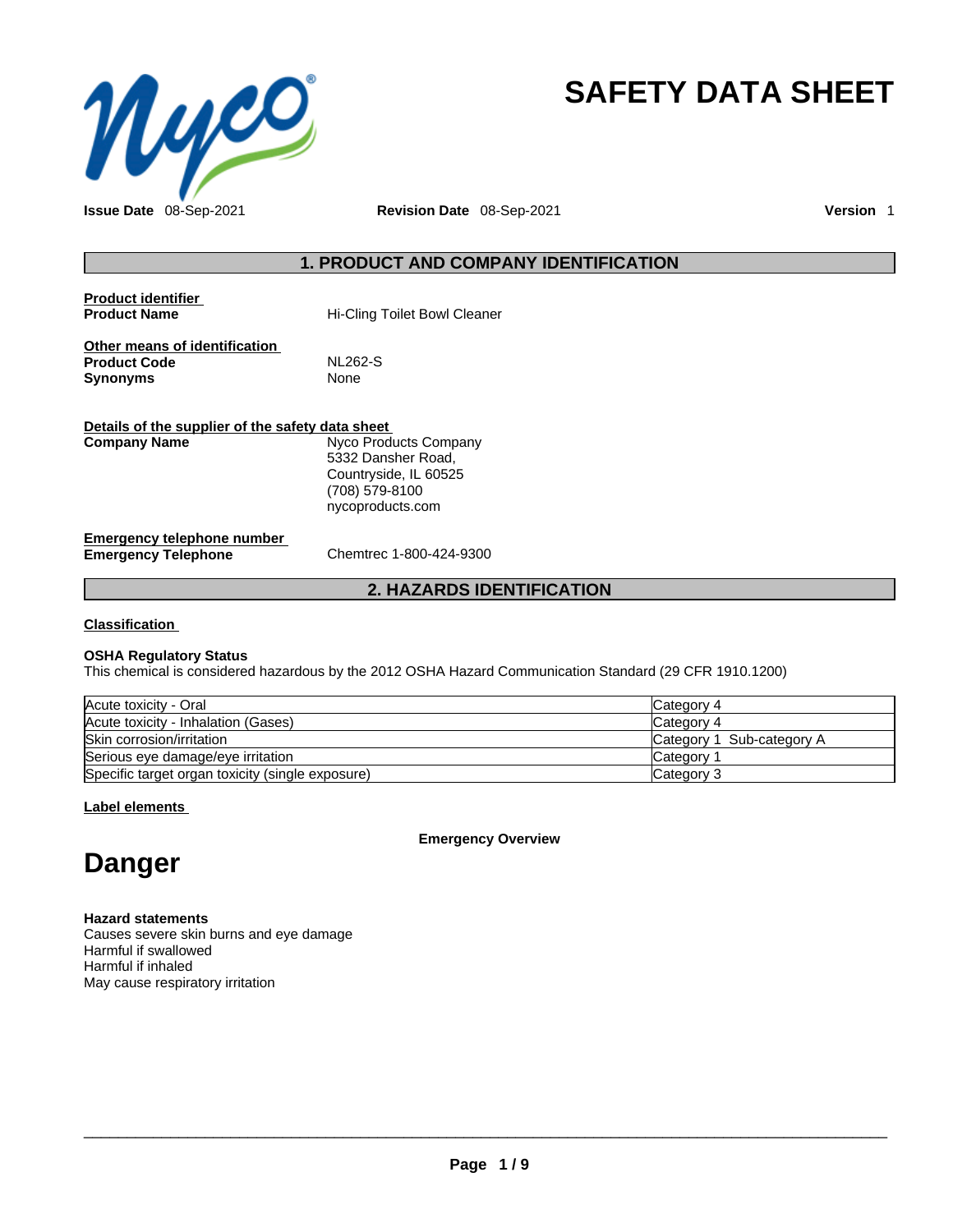# SAFETY DATA SHEET

**Issue Date** 08-Sep-2021 **Revision Date** 08-Sep-2021 **Version** 1

## 1. PRODUCT AND COMPANY IDENTIFICATION

**Product identifier**

**Product Name** Hi-Cling Toilet Bowl Cleaner

**Other means of identification**

**Product Code** NL262-S

**Synonyms** None

**Details of the supplier of the safety data sheet**

**Company Name** Nyco Products Company
5332 Dansher Road,
Countryside, IL 60525
(708) 579-8100
nycoproducts.com

**Emergency telephone number**

**Emergency Telephone** Chemtrec 1-800-424-9300

## 2. HAZARDS IDENTIFICATION

**Classification**

**OSHA Regulatory Status**
This chemical is considered hazardous by the 2012 OSHA Hazard Communication Standard (29 CFR 1910.1200)

| Hazard | Category |
|---|---|
| Acute toxicity - Oral | Category 4 |
| Acute toxicity - Inhalation (Gases) | Category 4 |
| Skin corrosion/irritation | Category 1 Sub-category A |
| Serious eye damage/eye irritation | Category 1 |
| Specific target organ toxicity (single exposure) | Category 3 |

**Label elements**

**Emergency Overview**

# Danger

**Hazard statements**
Causes severe skin burns and eye damage
Harmful if swallowed
Harmful if inhaled
May cause respiratory irritation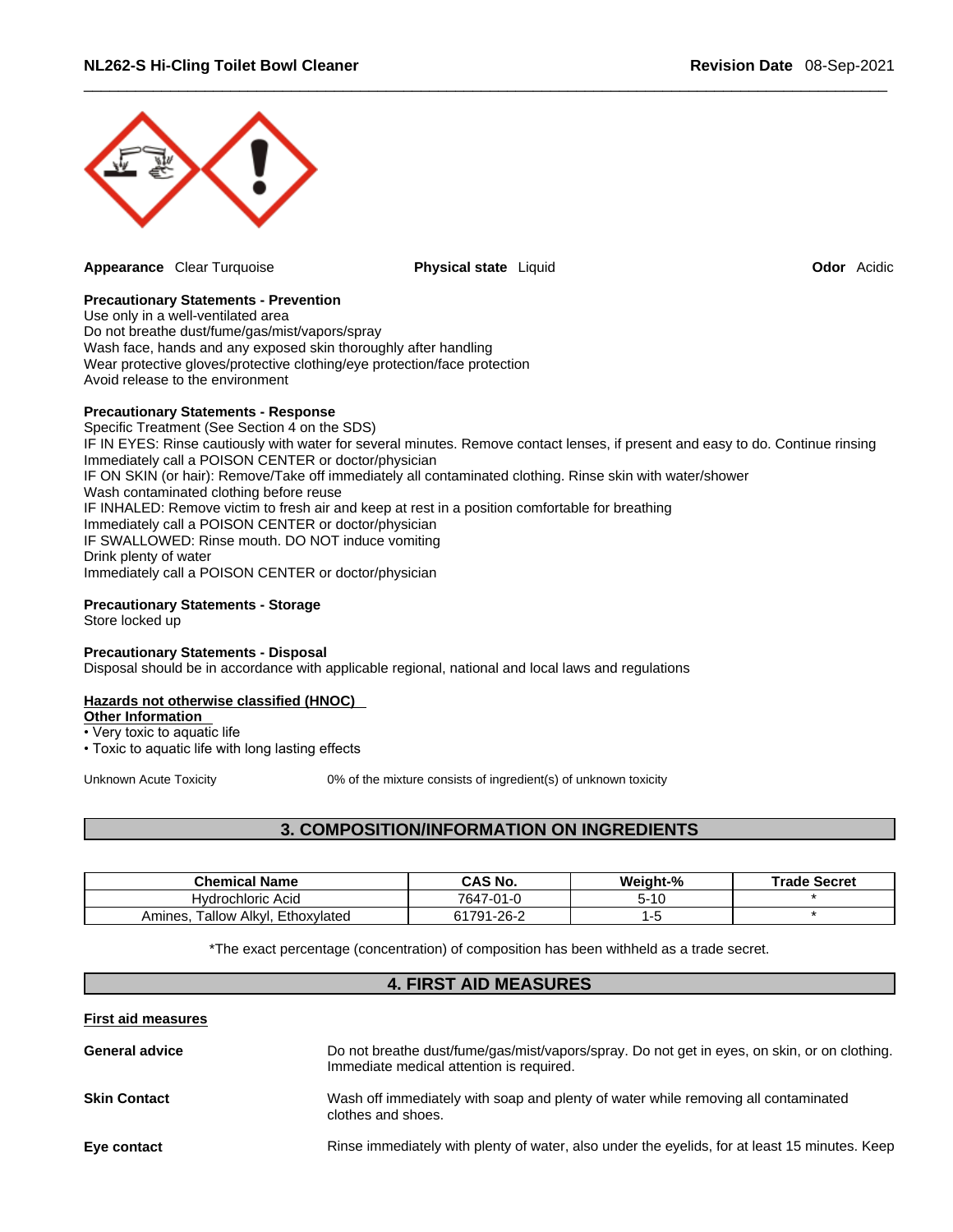**Appearance** Clear Turquoise

**Physical state** Liquid

**Odor** Acidic

**Precautionary Statements - Prevention**
Use only in a well-ventilated area
Do not breathe dust/fume/gas/mist/vapors/spray
Wash face, hands and any exposed skin thoroughly after handling
Wear protective gloves/protective clothing/eye protection/face protection
Avoid release to the environment

**Precautionary Statements - Response**
Specific Treatment (See Section 4 on the SDS)
IF IN EYES: Rinse cautiously with water for several minutes. Remove contact lenses, if present and easy to do. Continue rinsing
Immediately call a POISON CENTER or doctor/physician
IF ON SKIN (or hair): Remove/Take off immediately all contaminated clothing. Rinse skin with water/shower
Wash contaminated clothing before reuse
IF INHALED: Remove victim to fresh air and keep at rest in a position comfortable for breathing
Immediately call a POISON CENTER or doctor/physician
IF SWALLOWED: Rinse mouth. DO NOT induce vomiting
Drink plenty of water
Immediately call a POISON CENTER or doctor/physician

**Precautionary Statements - Storage**
Store locked up

**Precautionary Statements - Disposal**
Disposal should be in accordance with applicable regional, national and local laws and regulations

**Hazards not otherwise classified (HNOC)**
**Other Information**
- Very toxic to aquatic life
- Toxic to aquatic life with long lasting effects

Unknown Acute Toxicity    0% of the mixture consists of ingredient(s) of unknown toxicity

## 3. COMPOSITION/INFORMATION ON INGREDIENTS

| Chemical Name | CAS No. | Weight-% | Trade Secret |
|---|---|---|---|
| Hydrochloric Acid | 7647-01-0 | 5-10 | * |
| Amines, Tallow Alkyl, Ethoxylated | 61791-26-2 | 1-5 | * |

*The exact percentage (concentration) of composition has been withheld as a trade secret.

## 4. FIRST AID MEASURES

**First aid measures**

**General advice** Do not breathe dust/fume/gas/mist/vapors/spray. Do not get in eyes, on skin, or on clothing. Immediate medical attention is required.

**Skin Contact** Wash off immediately with soap and plenty of water while removing all contaminated clothes and shoes.

**Eye contact** Rinse immediately with plenty of water, also under the eyelids, for at least 15 minutes. Keep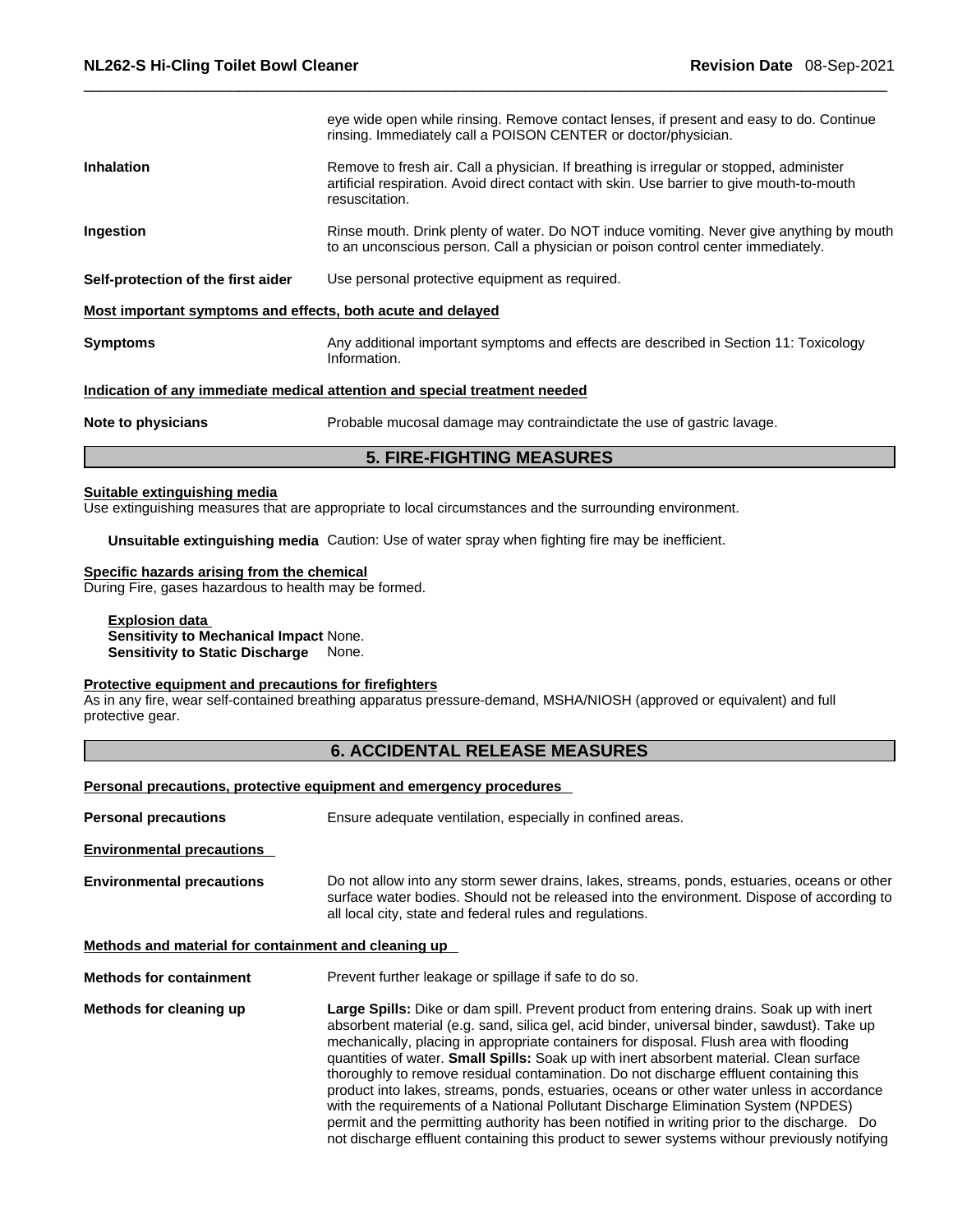eye wide open while rinsing. Remove contact lenses, if present and easy to do. Continue rinsing. Immediately call a POISON CENTER or doctor/physician.

**Inhalation**
Remove to fresh air. Call a physician. If breathing is irregular or stopped, administer artificial respiration. Avoid direct contact with skin. Use barrier to give mouth-to-mouth resuscitation.

**Ingestion**
Rinse mouth. Drink plenty of water. Do NOT induce vomiting. Never give anything by mouth to an unconscious person. Call a physician or poison control center immediately.

**Self-protection of the first aider**
Use personal protective equipment as required.

**Most important symptoms and effects, both acute and delayed**

**Symptoms**
Any additional important symptoms and effects are described in Section 11: Toxicology Information.

**Indication of any immediate medical attention and special treatment needed**

**Note to physicians**
Probable mucosal damage may contraindictate the use of gastric lavage.

## 5. FIRE-FIGHTING MEASURES

**Suitable extinguishing media**
Use extinguishing measures that are appropriate to local circumstances and the surrounding environment.

**Unsuitable extinguishing media** Caution: Use of water spray when fighting fire may be inefficient.

**Specific hazards arising from the chemical**
During Fire, gases hazardous to health may be formed.

**Explosion data**
**Sensitivity to Mechanical Impact** None.
**Sensitivity to Static Discharge** None.

**Protective equipment and precautions for firefighters**
As in any fire, wear self-contained breathing apparatus pressure-demand, MSHA/NIOSH (approved or equivalent) and full protective gear.

## 6. ACCIDENTAL RELEASE MEASURES

**Personal precautions, protective equipment and emergency procedures**

**Personal precautions**
Ensure adequate ventilation, especially in confined areas.

**Environmental precautions**

**Environmental precautions**
Do not allow into any storm sewer drains, lakes, streams, ponds, estuaries, oceans or other surface water bodies. Should not be released into the environment. Dispose of according to all local city, state and federal rules and regulations.

**Methods and material for containment and cleaning up**

**Methods for containment**
Prevent further leakage or spillage if safe to do so.

**Methods for cleaning up**
**Large Spills:** Dike or dam spill. Prevent product from entering drains. Soak up with inert absorbent material (e.g. sand, silica gel, acid binder, universal binder, sawdust). Take up mechanically, placing in appropriate containers for disposal. Flush area with flooding quantities of water. **Small Spills:** Soak up with inert absorbent material. Clean surface thoroughly to remove residual contamination. Do not discharge effluent containing this product into lakes, streams, ponds, estuaries, oceans or other water unless in accordance with the requirements of a National Pollutant Discharge Elimination System (NPDES) permit and the permitting authority has been notified in writing prior to the discharge. Do not discharge effluent containing this product to sewer systems withour previously notifying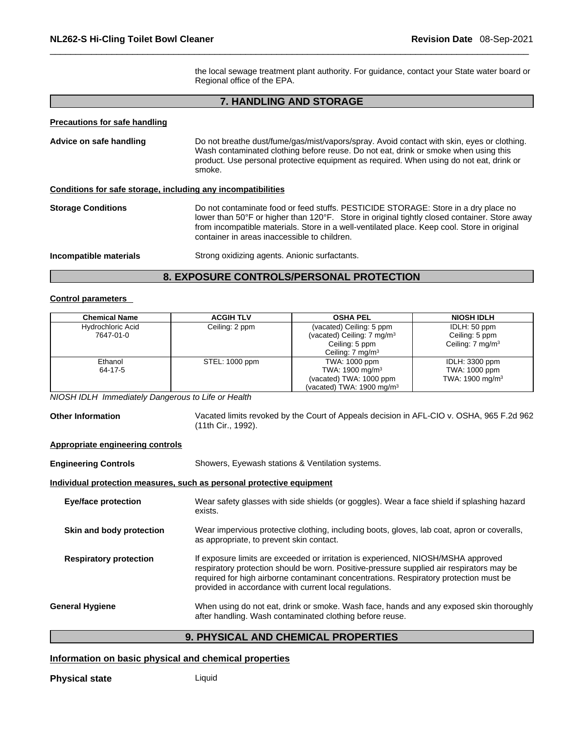the local sewage treatment plant authority. For guidance, contact your State water board or Regional office of the EPA.

## 7. HANDLING AND STORAGE

**Precautions for safe handling**

**Advice on safe handling** Do not breathe dust/fume/gas/mist/vapors/spray. Avoid contact with skin, eyes or clothing. Wash contaminated clothing before reuse. Do not eat, drink or smoke when using this product. Use personal protective equipment as required. When using do not eat, drink or smoke.

**Conditions for safe storage, including any incompatibilities**

**Storage Conditions** Do not contaminate food or feed stuffs. PESTICIDE STORAGE: Store in a dry place no lower than 50°F or higher than 120°F. Store in original tightly closed container. Store away from incompatible materials. Store in a well-ventilated place. Keep cool. Store in original container in areas inaccessible to children.

**Incompatible materials** Strong oxidizing agents. Anionic surfactants.

## 8. EXPOSURE CONTROLS/PERSONAL PROTECTION

**Control parameters**

| Chemical Name | ACGIH TLV | OSHA PEL | NIOSH IDLH |
|---|---|---|---|
| Hydrochloric Acid<br>7647-01-0 | Ceiling: 2 ppm | (vacated) Ceiling: 5 ppm<br>(vacated) Ceiling: 7 mg/m$^3$<br>Ceiling: 5 ppm<br>Ceiling: 7 mg/m$^3$ | IDLH: 50 ppm<br>Ceiling: 5 ppm<br>Ceiling: 7 mg/m$^3$ |
| Ethanol<br>64-17-5 | STEL: 1000 ppm | TWA: 1000 ppm<br>TWA: 1900 mg/m$^3$<br>(vacated) TWA: 1000 ppm<br>(vacated) TWA: 1900 mg/m$^3$ | IDLH: 3300 ppm<br>TWA: 1000 ppm<br>TWA: 1900 mg/m$^3$ |

*NIOSH IDLH Immediately Dangerous to Life or Health*

**Other Information** Vacated limits revoked by the Court of Appeals decision in AFL-CIO v. OSHA, 965 F.2d 962 (11th Cir., 1992).

**Appropriate engineering controls**

**Engineering Controls** Showers, Eyewash stations & Ventilation systems.

**Individual protection measures, such as personal protective equipment**

**Eye/face protection** Wear safety glasses with side shields (or goggles). Wear a face shield if splashing hazard exists.

**Skin and body protection** Wear impervious protective clothing, including boots, gloves, lab coat, apron or coveralls, as appropriate, to prevent skin contact.

**Respiratory protection** If exposure limits are exceeded or irritation is experienced, NIOSH/MSHA approved respiratory protection should be worn. Positive-pressure supplied air respirators may be required for high airborne contaminant concentrations. Respiratory protection must be provided in accordance with current local regulations.

**General Hygiene** When using do not eat, drink or smoke. Wash face, hands and any exposed skin thoroughly after handling. Wash contaminated clothing before reuse.

## 9. PHYSICAL AND CHEMICAL PROPERTIES

**Information on basic physical and chemical properties**

**Physical state** Liquid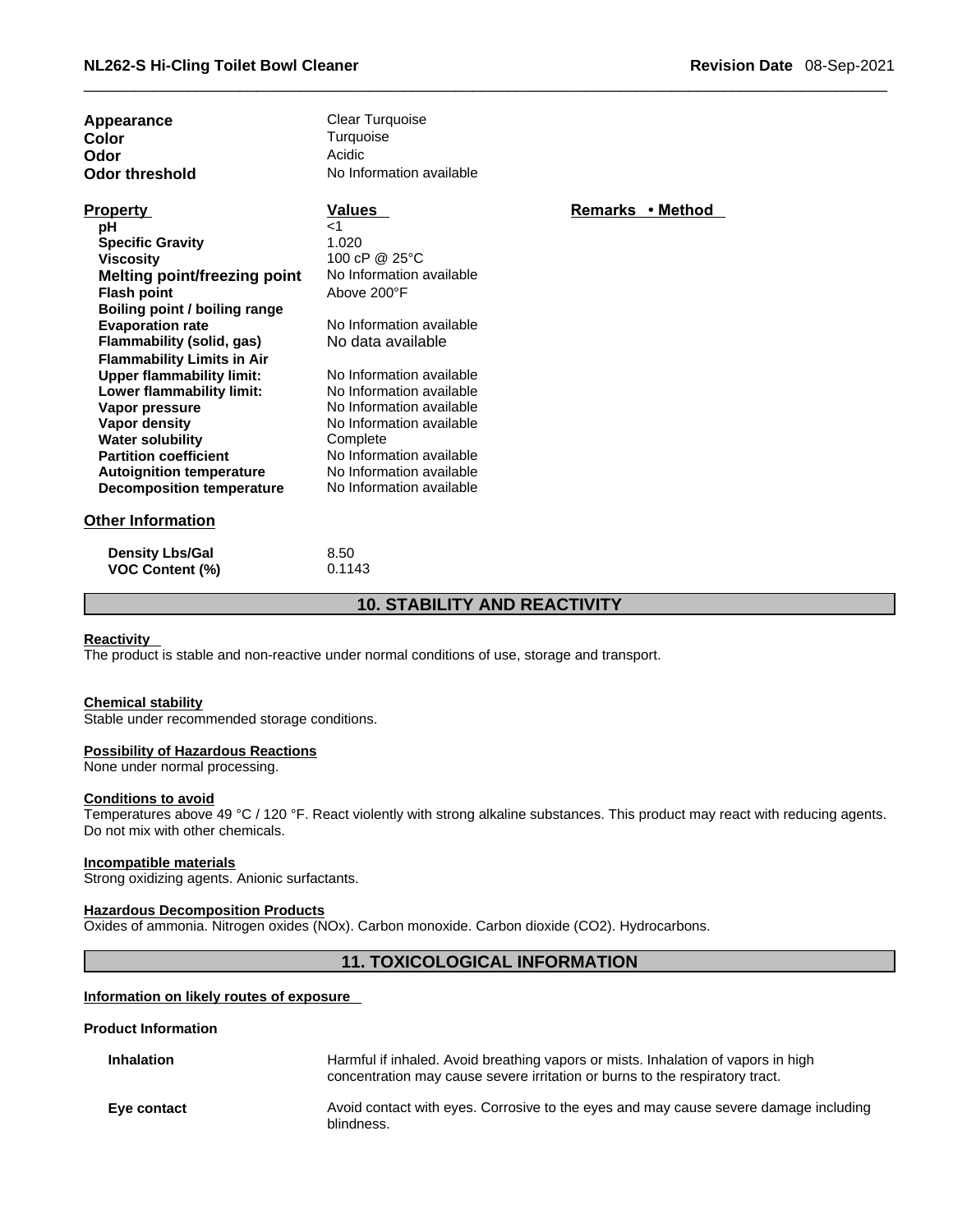| | |
|---|---|
| **Appearance** | Clear Turquoise |
| **Color** | Turquoise |
| **Odor** | Acidic |
| **Odor threshold** | No Information available |

| **Property** | **Values** | **Remarks • Method** |
|---|---|---|
| **pH** | <1 | |
| **Specific Gravity** | 1.020 | |
| **Viscosity** | 100 cP @ 25°C | |
| **Melting point/freezing point** | No Information available | |
| **Flash point** | Above 200°F | |
| **Boiling point / boiling range** | | |
| **Evaporation rate** | No Information available | |
| **Flammability (solid, gas)** | No data available | |
| **Flammability Limits in Air** | | |
| **Upper flammability limit:** | No Information available | |
| **Lower flammability limit:** | No Information available | |
| **Vapor pressure** | No Information available | |
| **Vapor density** | No Information available | |
| **Water solubility** | Complete | |
| **Partition coefficient** | No Information available | |
| **Autoignition temperature** | No Information available | |
| **Decomposition temperature** | No Information available | |

**Other Information**

| | |
|---|---|
| **Density Lbs/Gal** | 8.50 |
| **VOC Content (%)** | 0.1143 |

## 10. STABILITY AND REACTIVITY

**Reactivity**

The product is stable and non-reactive under normal conditions of use, storage and transport.

**Chemical stability**

Stable under recommended storage conditions.

**Possibility of Hazardous Reactions**

None under normal processing.

**Conditions to avoid**

Temperatures above 49 °C / 120 °F. React violently with strong alkaline substances. This product may react with reducing agents. Do not mix with other chemicals.

**Incompatible materials**

Strong oxidizing agents. Anionic surfactants.

**Hazardous Decomposition Products**

Oxides of ammonia. Nitrogen oxides (NOx). Carbon monoxide. Carbon dioxide ($CO_2$). Hydrocarbons.

## 11. TOXICOLOGICAL INFORMATION

**Information on likely routes of exposure**

**Product Information**

| | |
|---|---|
| **Inhalation** | Harmful if inhaled. Avoid breathing vapors or mists. Inhalation of vapors in high concentration may cause severe irritation or burns to the respiratory tract. |
| **Eye contact** | Avoid contact with eyes. Corrosive to the eyes and may cause severe damage including blindness. |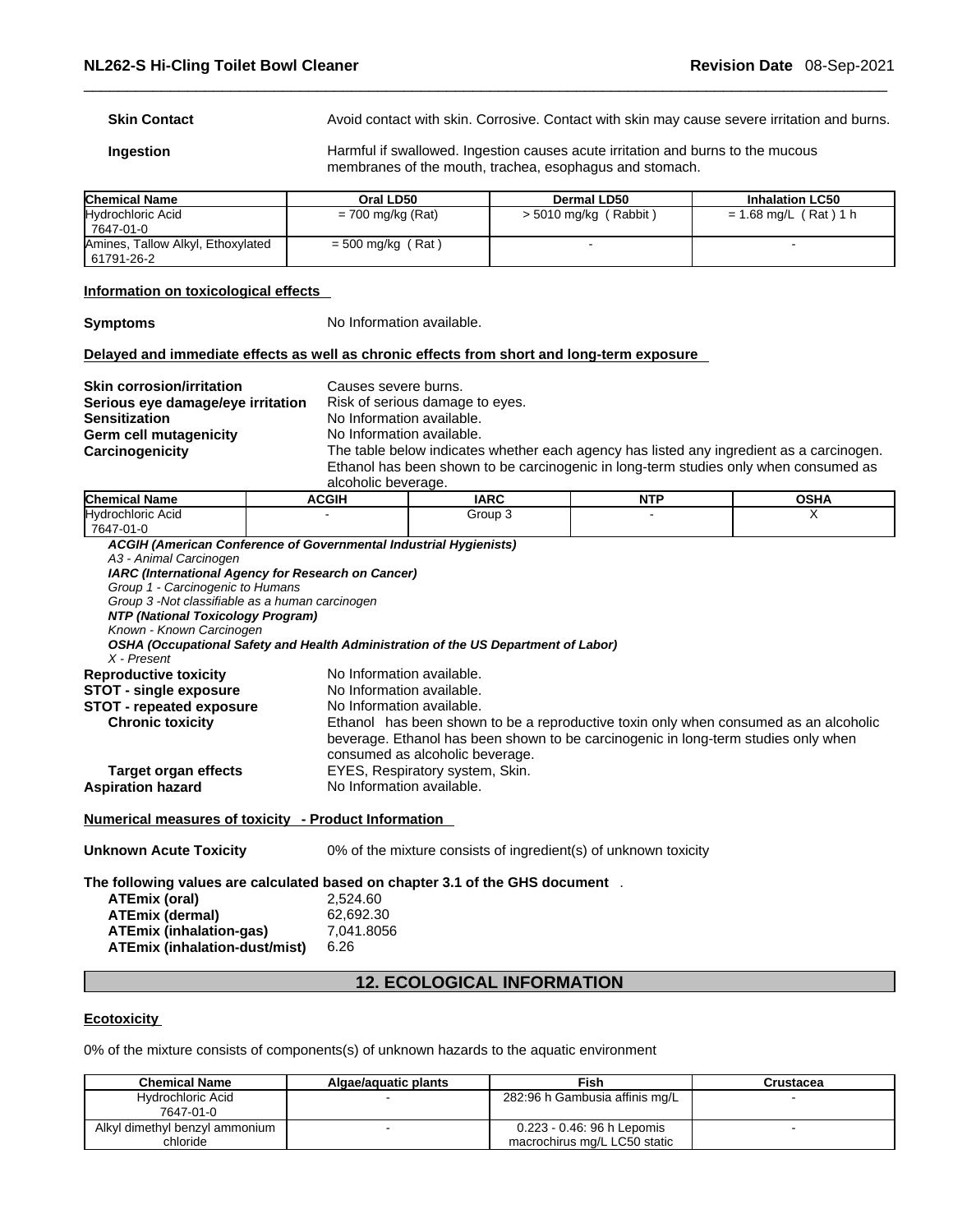**Skin Contact** Avoid contact with skin. Corrosive. Contact with skin may cause severe irritation and burns.

**Ingestion** Harmful if swallowed. Ingestion causes acute irritation and burns to the mucous membranes of the mouth, trachea, esophagus and stomach.

| Chemical Name | Oral LD50 | Dermal LD50 | Inhalation LC50 |
|---|---|---|---|
| Hydrochloric Acid 7647-01-0 | = 700 mg/kg (Rat) | > 5010 mg/kg ( Rabbit ) | = 1.68 mg/L ( Rat ) 1 h |
| Amines, Tallow Alkyl, Ethoxylated 61791-26-2 | = 500 mg/kg ( Rat ) | - | - |

**Information on toxicological effects**

**Symptoms** No Information available.

**Delayed and immediate effects as well as chronic effects from short and long-term exposure**

**Skin corrosion/irritation** Causes severe burns.
**Serious eye damage/eye irritation** Risk of serious damage to eyes.
**Sensitization** No Information available.
**Germ cell mutagenicity** No Information available.
**Carcinogenicity** The table below indicates whether each agency has listed any ingredient as a carcinogen. Ethanol has been shown to be carcinogenic in long-term studies only when consumed as alcoholic beverage.

| Chemical Name | ACGIH | IARC | NTP | OSHA |
|---|---|---|---|---|
| Hydrochloric Acid 7647-01-0 | - | Group 3 | - | X |

*ACGIH (American Conference of Governmental Industrial Hygienists)*
*A3 - Animal Carcinogen*
*IARC (International Agency for Research on Cancer)*
*Group 1 - Carcinogenic to Humans*
*Group 3 -Not classifiable as a human carcinogen*
*NTP (National Toxicology Program)*
*Known - Known Carcinogen*
*OSHA (Occupational Safety and Health Administration of the US Department of Labor)*
*X - Present*

**Reproductive toxicity** No Information available.
**STOT - single exposure** No Information available.
**STOT - repeated exposure** No Information available.
**Chronic toxicity** Ethanol has been shown to be a reproductive toxin only when consumed as an alcoholic beverage. Ethanol has been shown to be carcinogenic in long-term studies only when consumed as alcoholic beverage.
**Target organ effects** EYES, Respiratory system, Skin.
**Aspiration hazard** No Information available.

**Numerical measures of toxicity - Product Information**

**Unknown Acute Toxicity** 0% of the mixture consists of ingredient(s) of unknown toxicity

**The following values are calculated based on chapter 3.1 of the GHS document** .

**ATEmix (oral)** 2,524.60
**ATEmix (dermal)** 62,692.30
**ATEmix (inhalation-gas)** 7,041.8056
**ATEmix (inhalation-dust/mist)** 6.26

## 12. ECOLOGICAL INFORMATION

**Ecotoxicity**

0% of the mixture consists of components(s) of unknown hazards to the aquatic environment

| Chemical Name | Algae/aquatic plants | Fish | Crustacea |
|---|---|---|---|
| Hydrochloric Acid 7647-01-0 | - | 282:96 h Gambusia affinis mg/L | - |
| Alkyl dimethyl benzyl ammonium chloride | - | 0.223 - 0.46: 96 h Lepomis macrochirus mg/L LC50 static | - |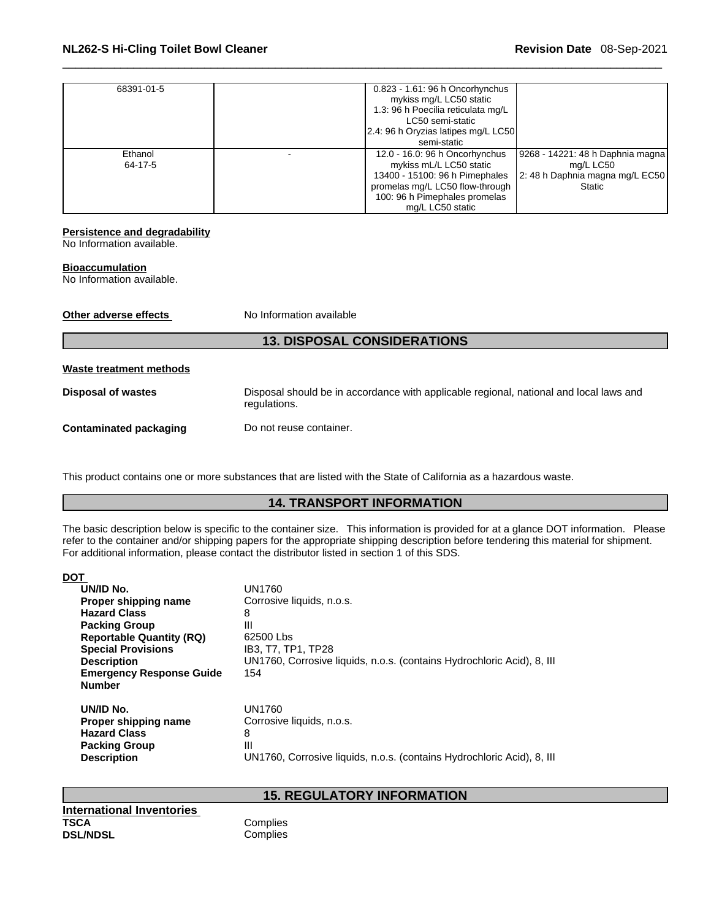| | | | |
|---|---|---|---|
| 68391-01-5 | | 0.823 - 1.61: 96 h Oncorhynchus mykiss mg/L LC50 static<br>1.3: 96 h Poecilia reticulata mg/L LC50 semi-static<br>2.4: 96 h Oryzias latipes mg/L LC50 semi-static | |
| Ethanol<br>64-17-5 | - | 12.0 - 16.0: 96 h Oncorhynchus mykiss mL/L LC50 static<br>13400 - 15100: 96 h Pimephales promelas mg/L LC50 flow-through<br>100: 96 h Pimephales promelas mg/L LC50 static | 9268 - 14221: 48 h Daphnia magna mg/L LC50<br>2: 48 h Daphnia magna mg/L EC50 Static |

**Persistence and degradability**
No Information available.

**Bioaccumulation**
No Information available.

**Other adverse effects** No Information available

## 13. DISPOSAL CONSIDERATIONS

**Waste treatment methods**

**Disposal of wastes** Disposal should be in accordance with applicable regional, national and local laws and regulations.

**Contaminated packaging** Do not reuse container.

This product contains one or more substances that are listed with the State of California as a hazardous waste.

## 14. TRANSPORT INFORMATION

The basic description below is specific to the container size. This information is provided for at a glance DOT information. Please refer to the container and/or shipping papers for the appropriate shipping description before tendering this material for shipment. For additional information, please contact the distributor listed in section 1 of this SDS.

**DOT**

**UN/ID No.** UN1760
**Proper shipping name** Corrosive liquids, n.o.s.
**Hazard Class** 8
**Packing Group** III
**Reportable Quantity (RQ)** 62500 Lbs
**Special Provisions** IB3, T7, TP1, TP28
**Description** UN1760, Corrosive liquids, n.o.s. (contains Hydrochloric Acid), 8, III
**Emergency Response Guide Number** 154

**UN/ID No.** UN1760
**Proper shipping name** Corrosive liquids, n.o.s.
**Hazard Class** 8
**Packing Group** III
**Description** UN1760, Corrosive liquids, n.o.s. (contains Hydrochloric Acid), 8, III

## 15. REGULATORY INFORMATION

**International Inventories**
**TSCA** Complies
**DSL/NDSL** Complies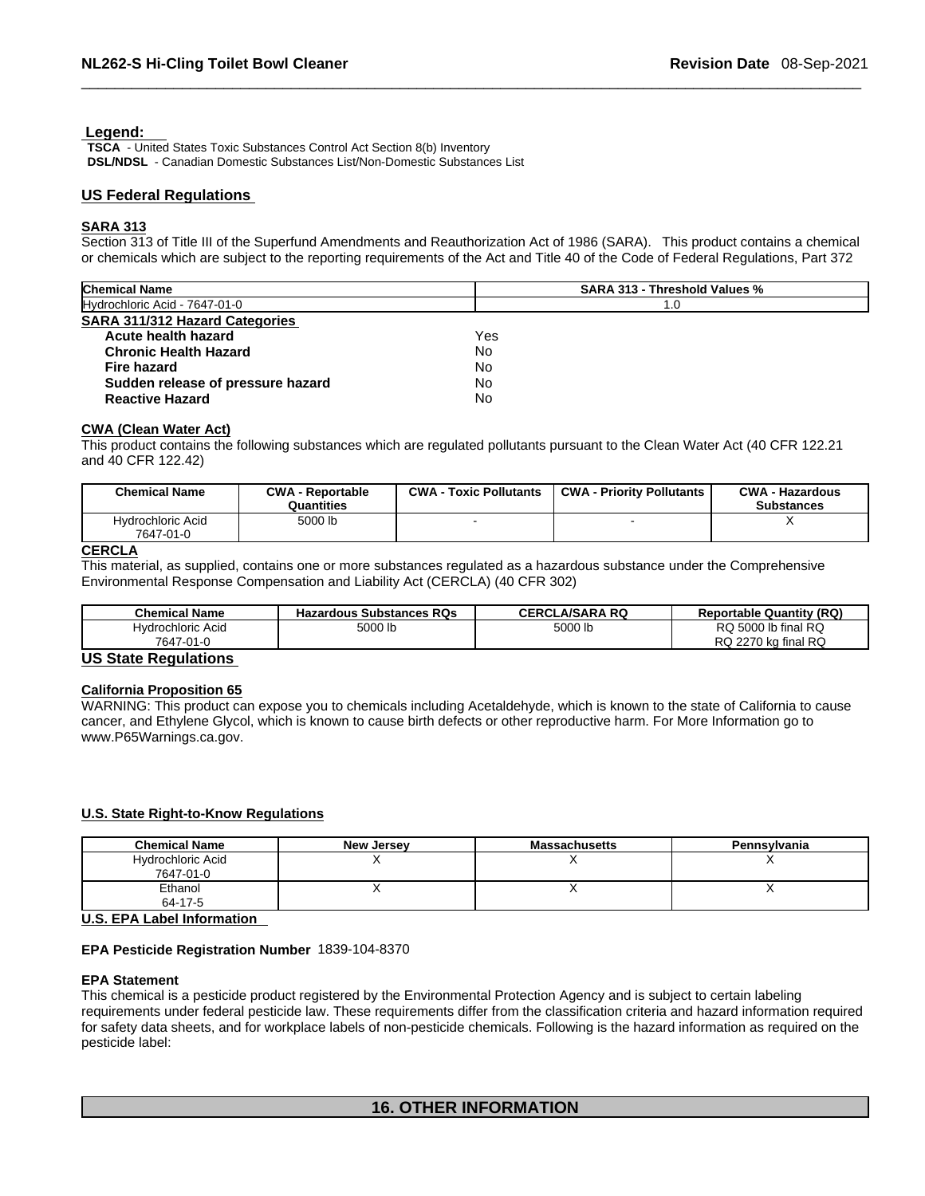**Legend:**

**TSCA** - United States Toxic Substances Control Act Section 8(b) Inventory
**DSL/NDSL** - Canadian Domestic Substances List/Non-Domestic Substances List

## US Federal Regulations

### SARA 313

Section 313 of Title III of the Superfund Amendments and Reauthorization Act of 1986 (SARA). This product contains a chemical or chemicals which are subject to the reporting requirements of the Act and Title 40 of the Code of Federal Regulations, Part 372

| Chemical Name | SARA 313 - Threshold Values % |
| --- | --- |
| Hydrochloric Acid - 7647-01-0 | 1.0 |

### SARA 311/312 Hazard Categories

| | |
| --- | --- |
| **Acute health hazard** | Yes |
| **Chronic Health Hazard** | No |
| **Fire hazard** | No |
| **Sudden release of pressure hazard** | No |
| **Reactive Hazard** | No |

### CWA (Clean Water Act)

This product contains the following substances which are regulated pollutants pursuant to the Clean Water Act (40 CFR 122.21 and 40 CFR 122.42)

| Chemical Name | CWA - Reportable Quantities | CWA - Toxic Pollutants | CWA - Priority Pollutants | CWA - Hazardous Substances |
| --- | --- | --- | --- | --- |
| Hydrochloric Acid 7647-01-0 | 5000 lb | - | - | X |

### CERCLA

This material, as supplied, contains one or more substances regulated as a hazardous substance under the Comprehensive Environmental Response Compensation and Liability Act (CERCLA) (40 CFR 302)

| Chemical Name | Hazardous Substances RQs | CERCLA/SARA RQ | Reportable Quantity (RQ) |
| --- | --- | --- | --- |
| Hydrochloric Acid 7647-01-0 | 5000 lb | 5000 lb | RQ 5000 lb final RQ<br>RQ 2270 kg final RQ |

## US State Regulations

### California Proposition 65

WARNING: This product can expose you to chemicals including Acetaldehyde, which is known to the state of California to cause cancer, and Ethylene Glycol, which is known to cause birth defects or other reproductive harm. For More Information go to www.P65Warnings.ca.gov.

### U.S. State Right-to-Know Regulations

| Chemical Name | New Jersey | Massachusetts | Pennsylvania |
| --- | --- | --- | --- |
| Hydrochloric Acid 7647-01-0 | X | X | X |
| Ethanol 64-17-5 | X | X | X |

### U.S. EPA Label Information

**EPA Pesticide Registration Number** 1839-104-8370

**EPA Statement**

This chemical is a pesticide product registered by the Environmental Protection Agency and is subject to certain labeling requirements under federal pesticide law. These requirements differ from the classification criteria and hazard information required for safety data sheets, and for workplace labels of non-pesticide chemicals. Following is the hazard information as required on the pesticide label:

## 16. OTHER INFORMATION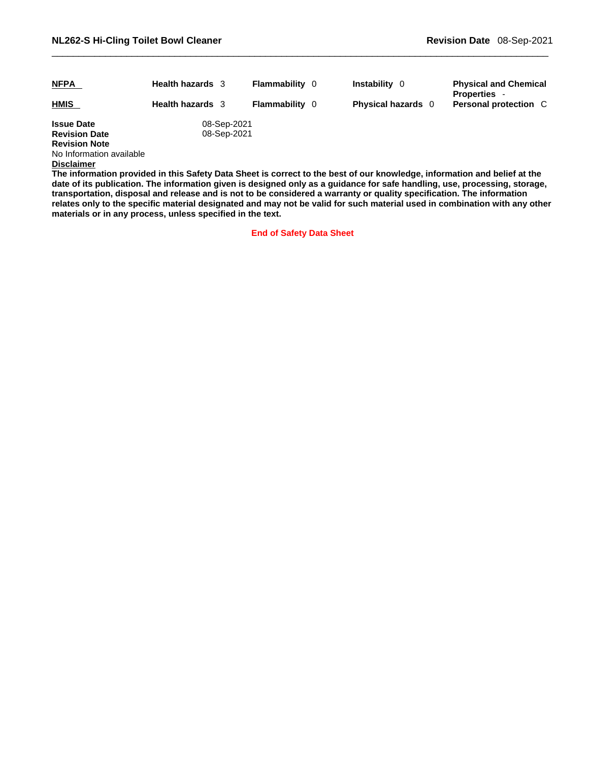| | | | | |
|---|---|---|---|---|
| **NFPA** | **Health hazards** 3 | **Flammability** 0 | **Instability** 0 | **Physical and Chemical Properties** - |
| **HMIS** | **Health hazards** 3 | **Flammability** 0 | **Physical hazards** 0 | **Personal protection** C |

**Issue Date** 08-Sep-2021
**Revision Date** 08-Sep-2021
**Revision Note**
No Information available

**Disclaimer**

**The information provided in this Safety Data Sheet is correct to the best of our knowledge, information and belief at the date of its publication. The information given is designed only as a guidance for safe handling, use, processing, storage, transportation, disposal and release and is not to be considered a warranty or quality specification. The information relates only to the specific material designated and may not be valid for such material used in combination with any other materials or in any process, unless specified in the text.**

**End of Safety Data Sheet**